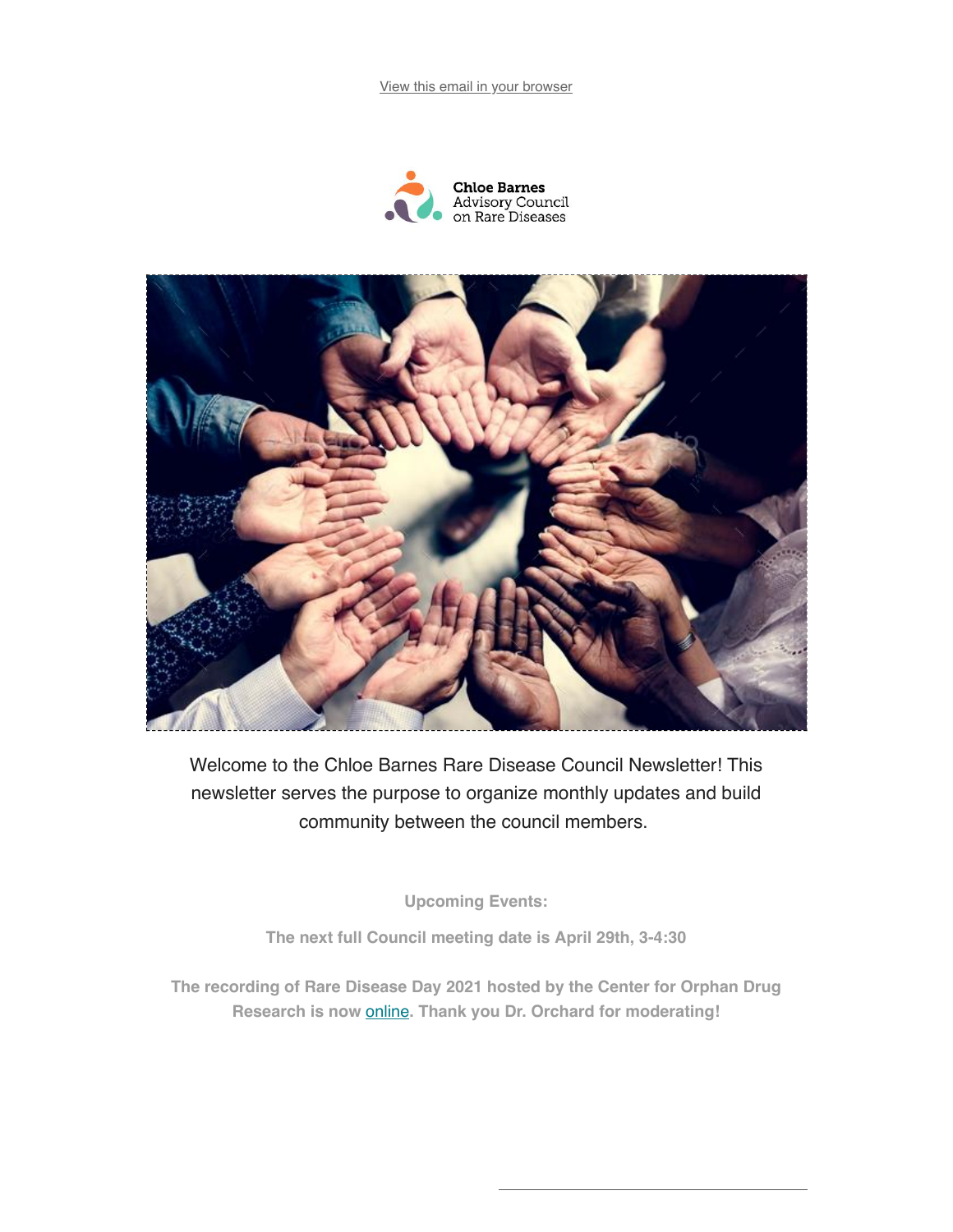View this email in your browser

Chloe Barnes
Advisory Council
on Rare Diseases

Welcome to the Chloe Barnes Rare Disease Council Newsletter! This newsletter serves the purpose to organize monthly updates and build community between the council members.

**Upcoming Events:**

**The next full Council meeting date is April 29th, 3-4:30**

**The recording of Rare Disease Day 2021 hosted by the Center for Orphan Drug Research is now online. Thank you Dr. Orchard for moderating!**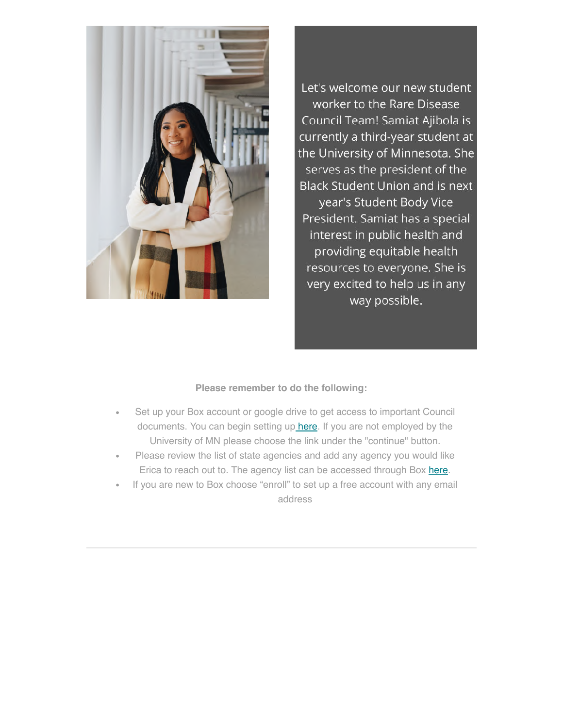Let's welcome our new student worker to the Rare Disease Council Team! Samiat Ajibola is currently a third-year student at the University of Minnesota. She serves as the president of the Black Student Union and is next year's Student Body Vice President. Samiat has a special interest in public health and providing equitable health resources to everyone. She is very excited to help us in any way possible.

**Please remember to do the following:**

- Set up your Box account or google drive to get access to important Council documents. You can begin setting up here. If you are not employed by the University of MN please choose the link under the "continue" button.
- Please review the list of state agencies and add any agency you would like Erica to reach out to. The agency list can be accessed through Box here.
- If you are new to Box choose “enroll” to set up a free account with any email address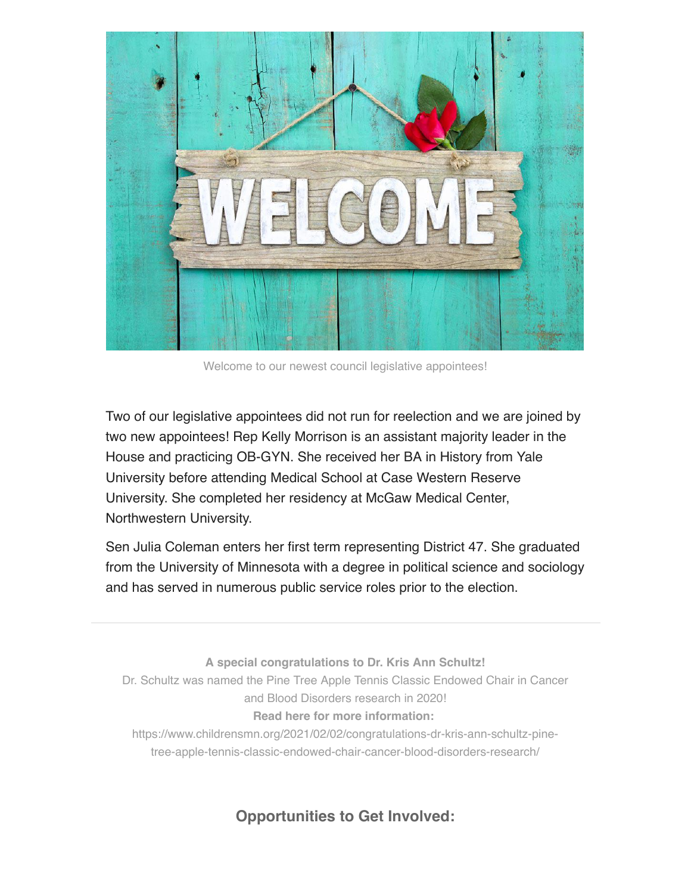Welcome to our newest council legislative appointees!

Two of our legislative appointees did not run for reelection and we are joined by two new appointees! Rep Kelly Morrison is an assistant majority leader in the House and practicing OB-GYN. She received her BA in History from Yale University before attending Medical School at Case Western Reserve University. She completed her residency at McGaw Medical Center, Northwestern University.

Sen Julia Coleman enters her first term representing District 47. She graduated from the University of Minnesota with a degree in political science and sociology and has served in numerous public service roles prior to the election.

---

**A special congratulations to Dr. Kris Ann Schultz!**

Dr. Schultz was named the Pine Tree Apple Tennis Classic Endowed Chair in Cancer and Blood Disorders research in 2020!

**Read here for more information:**

https://www.childrensmn.org/2021/02/02/congratulations-dr-kris-ann-schultz-pine-tree-apple-tennis-classic-endowed-chair-cancer-blood-disorders-research/

## Opportunities to Get Involved: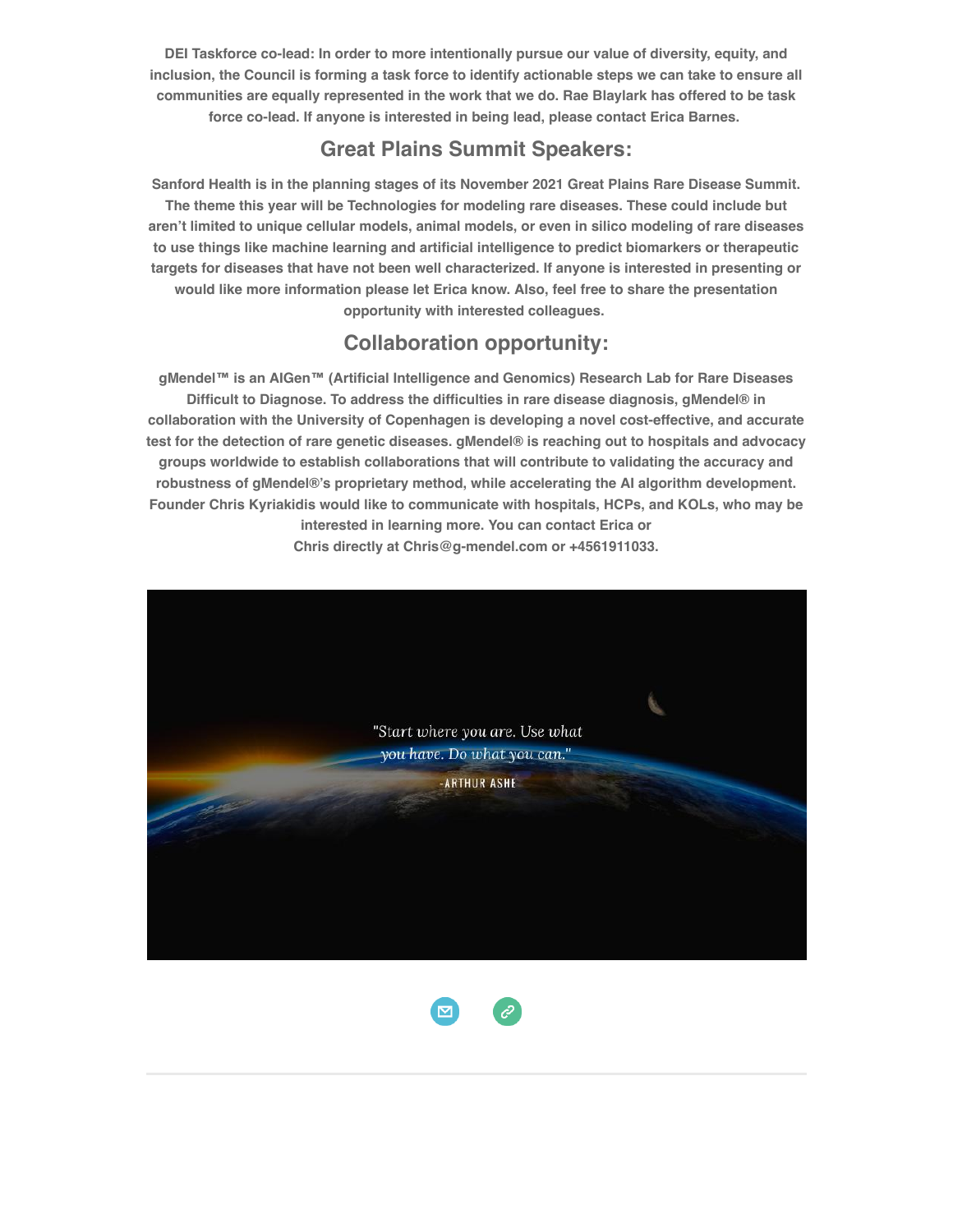**DEI Taskforce co-lead: In order to more intentionally pursue our value of diversity, equity, and inclusion, the Council is forming a task force to identify actionable steps we can take to ensure all communities are equally represented in the work that we do. Rae Blaylark has offered to be task force co-lead. If anyone is interested in being lead, please contact Erica Barnes.**

## Great Plains Summit Speakers:

**Sanford Health is in the planning stages of its November 2021 Great Plains Rare Disease Summit. The theme this year will be Technologies for modeling rare diseases. These could include but aren't limited to unique cellular models, animal models, or even in silico modeling of rare diseases to use things like machine learning and artificial intelligence to predict biomarkers or therapeutic targets for diseases that have not been well characterized. If anyone is interested in presenting or would like more information please let Erica know. Also, feel free to share the presentation opportunity with interested colleagues.**

## Collaboration opportunity:

**gMendel™ is an AIGen™ (Artificial Intelligence and Genomics) Research Lab for Rare Diseases Difficult to Diagnose. To address the difficulties in rare disease diagnosis, gMendel® in collaboration with the University of Copenhagen is developing a novel cost-effective, and accurate test for the detection of rare genetic diseases. gMendel® is reaching out to hospitals and advocacy groups worldwide to establish collaborations that will contribute to validating the accuracy and robustness of gMendel®'s proprietary method, while accelerating the AI algorithm development. Founder Chris Kyriakidis would like to communicate with hospitals, HCPs, and KOLs, who may be interested in learning more. You can contact Erica or Chris directly at Chris@g-mendel.com or +4561911033.**

"Start where you are. Use what you have. Do what you can."

-ARTHUR ASHE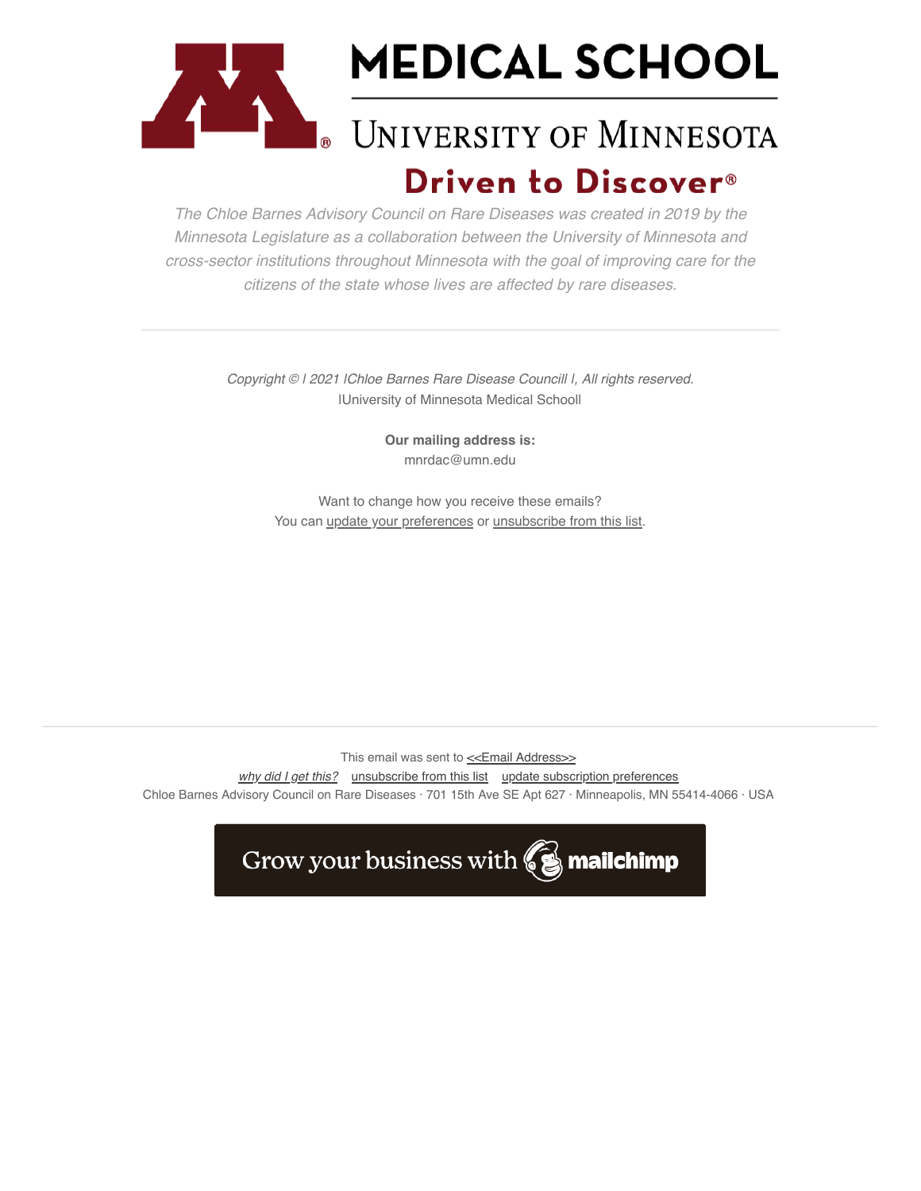MEDICAL SCHOOL

UNIVERSITY OF MINNESOTA

Driven to Discover®

*The Chloe Barnes Advisory Council on Rare Diseases was created in 2019 by the Minnesota Legislature as a collaboration between the University of Minnesota and cross-sector institutions throughout Minnesota with the goal of improving care for the citizens of the state whose lives are affected by rare diseases.*

---

*Copyright © | 2021 |Chloe Barnes Rare Disease Councill |, All rights reserved.*
|University of Minnesota Medical Schooll

**Our mailing address is:**
mnrdac@umn.edu

Want to change how you receive these emails?
You can update your preferences or unsubscribe from this list.

---

This email was sent to <<Email Address>>
*why did I get this?* unsubscribe from this list update subscription preferences
Chloe Barnes Advisory Council on Rare Diseases · 701 15th Ave SE Apt 627 · Minneapolis, MN 55414-4066 · USA

Grow your business with mailchimp